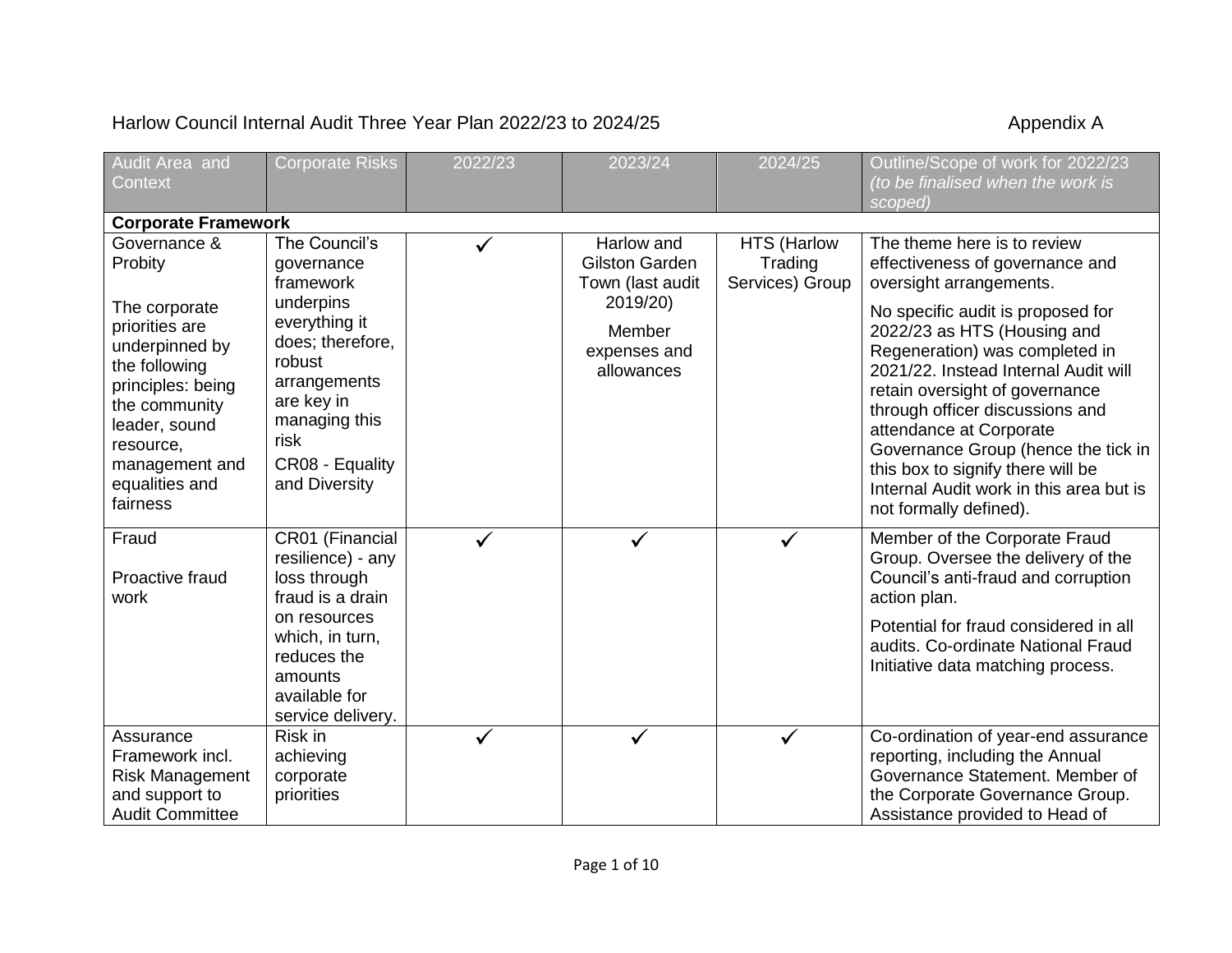Harlow Council Internal Audit Three Year Plan 2022/23 to 2024/25 Appendix A

| Audit Area and Context | Corporate Risks | 2022/23 | 2023/24 | 2024/25 | Outline/Scope of work for 2022/23 *(to be finalised when the work is scoped)* |
|---|---|---|---|---|---|
| **Corporate Framework** | | | | | |
| Governance & Probity<br><br>The corporate priorities are underpinned by the following principles: being the community leader, sound resource, management and equalities and fairness | The Council's governance framework underpins everything it does; therefore, robust arrangements are key in managing this risk<br><br>CR08 - Equality and Diversity | ✓ | Harlow and Gilston Garden Town (last audit 2019/20)<br><br>Member expenses and allowances | HTS (Harlow Trading Services) Group | The theme here is to review effectiveness of governance and oversight arrangements.<br><br>No specific audit is proposed for 2022/23 as HTS (Housing and Regeneration) was completed in 2021/22. Instead Internal Audit will retain oversight of governance through officer discussions and attendance at Corporate Governance Group (hence the tick in this box to signify there will be Internal Audit work in this area but is not formally defined). |
| Fraud<br><br>Proactive fraud work | CR01 (Financial resilience) - any loss through fraud is a drain on resources which, in turn, reduces the amounts available for service delivery. | ✓ | ✓ | ✓ | Member of the Corporate Fraud Group. Oversee the delivery of the Council's anti-fraud and corruption action plan.<br><br>Potential for fraud considered in all audits. Co-ordinate National Fraud Initiative data matching process. |
| Assurance Framework incl. Risk Management and support to Audit Committee | Risk in achieving corporate priorities | ✓ | ✓ | ✓ | Co-ordination of year-end assurance reporting, including the Annual Governance Statement. Member of the Corporate Governance Group. Assistance provided to Head of |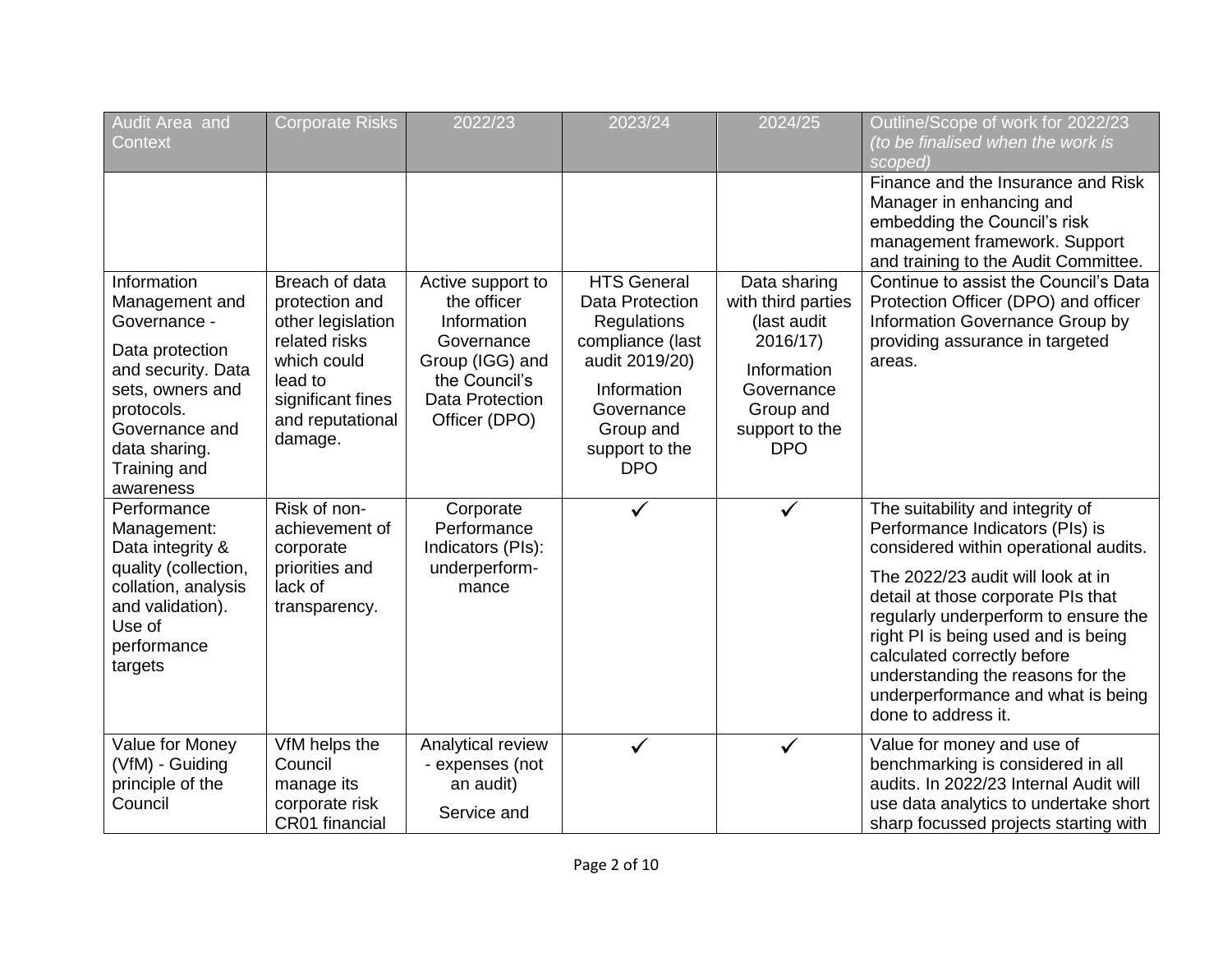| Audit Area and Context | Corporate Risks | 2022/23 | 2023/24 | 2024/25 | Outline/Scope of work for 2022/23 *(to be finalised when the work is scoped)* |
|---|---|---|---|---|---|
| | | | | | Finance and the Insurance and Risk Manager in enhancing and embedding the Council's risk management framework. Support and training to the Audit Committee. |
| Information Management and Governance - Data protection and security. Data sets, owners and protocols. Governance and data sharing. Training and awareness | Breach of data protection and other legislation related risks which could lead to significant fines and reputational damage. | Active support to the officer Information Governance Group (IGG) and the Council's Data Protection Officer (DPO) | HTS General Data Protection Regulations compliance (last audit 2019/20) Information Governance Group and support to the DPO | Data sharing with third parties (last audit 2016/17) Information Governance Group and support to the DPO | Continue to assist the Council's Data Protection Officer (DPO) and officer Information Governance Group by providing assurance in targeted areas. |
| Performance Management: Data integrity & quality (collection, collation, analysis and validation). Use of performance targets | Risk of non-achievement of corporate priorities and lack of transparency. | Corporate Performance Indicators (PIs): underperform-mance | ✓ | ✓ | The suitability and integrity of Performance Indicators (PIs) is considered within operational audits. The 2022/23 audit will look at in detail at those corporate PIs that regularly underperform to ensure the right PI is being used and is being calculated correctly before understanding the reasons for the underperformance and what is being done to address it. |
| Value for Money (VfM) - Guiding principle of the Council | VfM helps the Council manage its corporate risk CR01 financial | Analytical review - expenses (not an audit) Service and | ✓ | ✓ | Value for money and use of benchmarking is considered in all audits. In 2022/23 Internal Audit will use data analytics to undertake short sharp focussed projects starting with |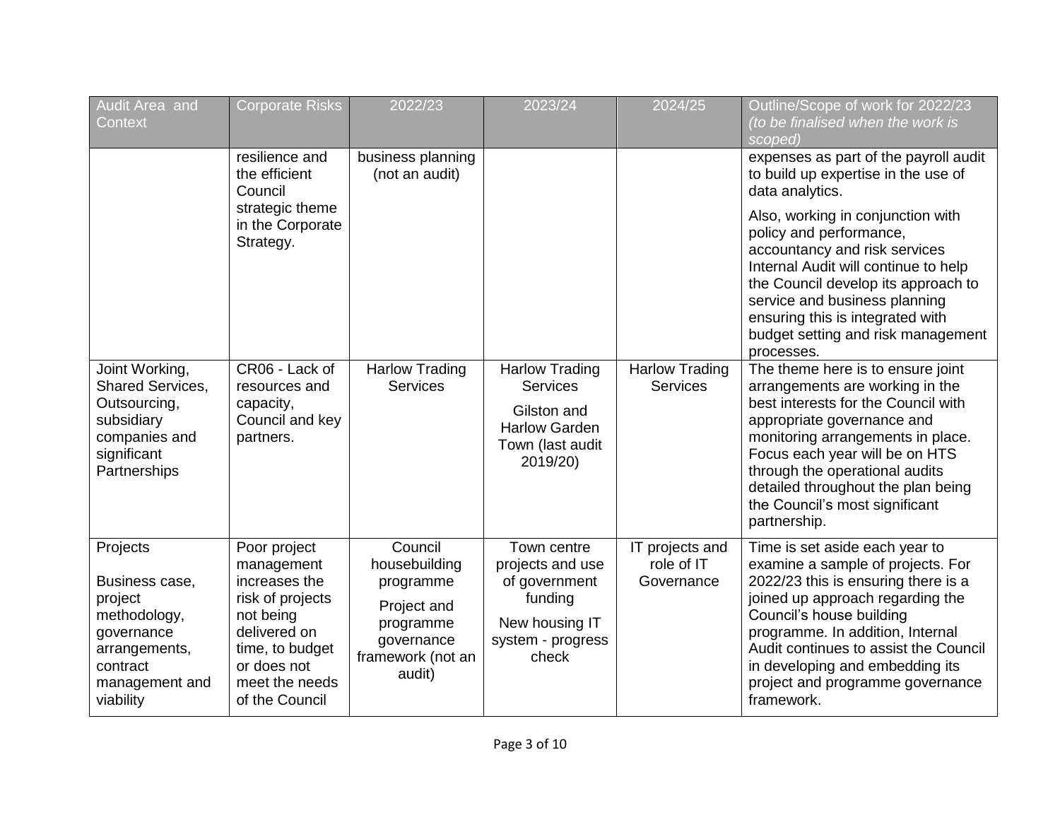| Audit Area and Context | Corporate Risks | 2022/23 | 2023/24 | 2024/25 | Outline/Scope of work for 2022/23 *(to be finalised when the work is scoped)* |
|---|---|---|---|---|---|
| | resilience and the efficient Council strategic theme in the Corporate Strategy. | business planning (not an audit) | | | expenses as part of the payroll audit to build up expertise in the use of data analytics. Also, working in conjunction with policy and performance, accountancy and risk services Internal Audit will continue to help the Council develop its approach to service and business planning ensuring this is integrated with budget setting and risk management processes. |
| Joint Working, Shared Services, Outsourcing, subsidiary companies and significant Partnerships | CR06 - Lack of resources and capacity, Council and key partners. | Harlow Trading Services | Harlow Trading Services<br>Gilston and Harlow Garden Town (last audit 2019/20) | Harlow Trading Services | The theme here is to ensure joint arrangements are working in the best interests for the Council with appropriate governance and monitoring arrangements in place. Focus each year will be on HTS through the operational audits detailed throughout the plan being the Council's most significant partnership. |
| Projects<br>Business case, project methodology, governance arrangements, contract management and viability | Poor project management increases the risk of projects not being delivered on time, to budget or does not meet the needs of the Council | Council housebuilding programme<br>Project and programme governance framework (not an audit) | Town centre projects and use of government funding<br>New housing IT system - progress check | IT projects and role of IT Governance | Time is set aside each year to examine a sample of projects. For 2022/23 this is ensuring there is a joined up approach regarding the Council's house building programme. In addition, Internal Audit continues to assist the Council in developing and embedding its project and programme governance framework. |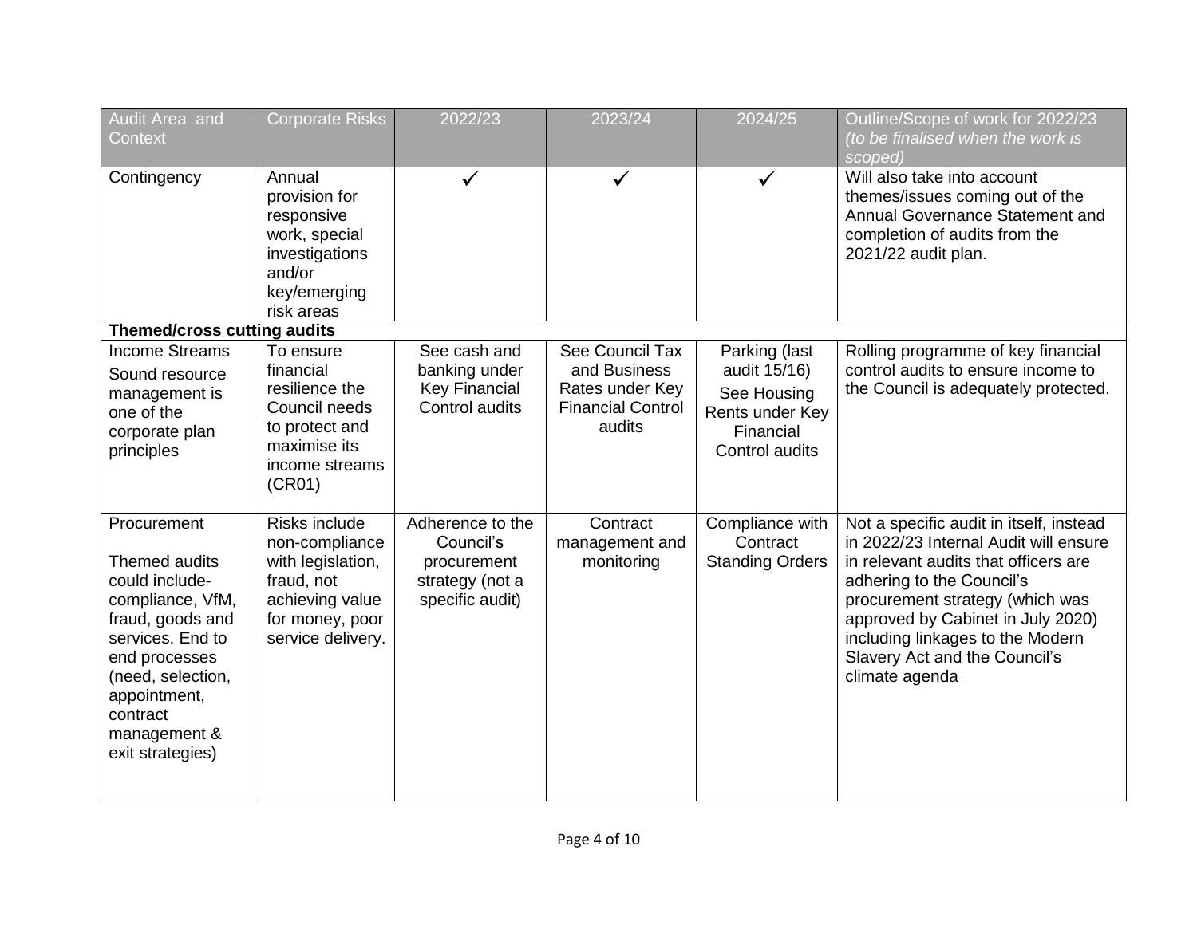| Audit Area and Context | Corporate Risks | 2022/23 | 2023/24 | 2024/25 | Outline/Scope of work for 2022/23 *(to be finalised when the work is scoped)* |
| --- | --- | --- | --- | --- | --- |
| Contingency | Annual provision for responsive work, special investigations and/or key/emerging risk areas | ✓ | ✓ | ✓ | Will also take into account themes/issues coming out of the Annual Governance Statement and completion of audits from the 2021/22 audit plan. |
| **Themed/cross cutting audits** | | | | | |
| Income Streams<br>Sound resource management is one of the corporate plan principles | To ensure financial resilience the Council needs to protect and maximise its income streams (CR01) | See cash and banking under Key Financial Control audits | See Council Tax and Business Rates under Key Financial Control audits | Parking (last audit 15/16)<br>See Housing Rents under Key Financial Control audits | Rolling programme of key financial control audits to ensure income to the Council is adequately protected. |
| Procurement<br><br>Themed audits could include- compliance, VfM, fraud, goods and services. End to end processes (need, selection, appointment, contract management & exit strategies) | Risks include non-compliance with legislation, fraud, not achieving value for money, poor service delivery. | Adherence to the Council's procurement strategy (not a specific audit) | Contract management and monitoring | Compliance with Contract Standing Orders | Not a specific audit in itself, instead in 2022/23 Internal Audit will ensure in relevant audits that officers are adhering to the Council's procurement strategy (which was approved by Cabinet in July 2020) including linkages to the Modern Slavery Act and the Council's climate agenda |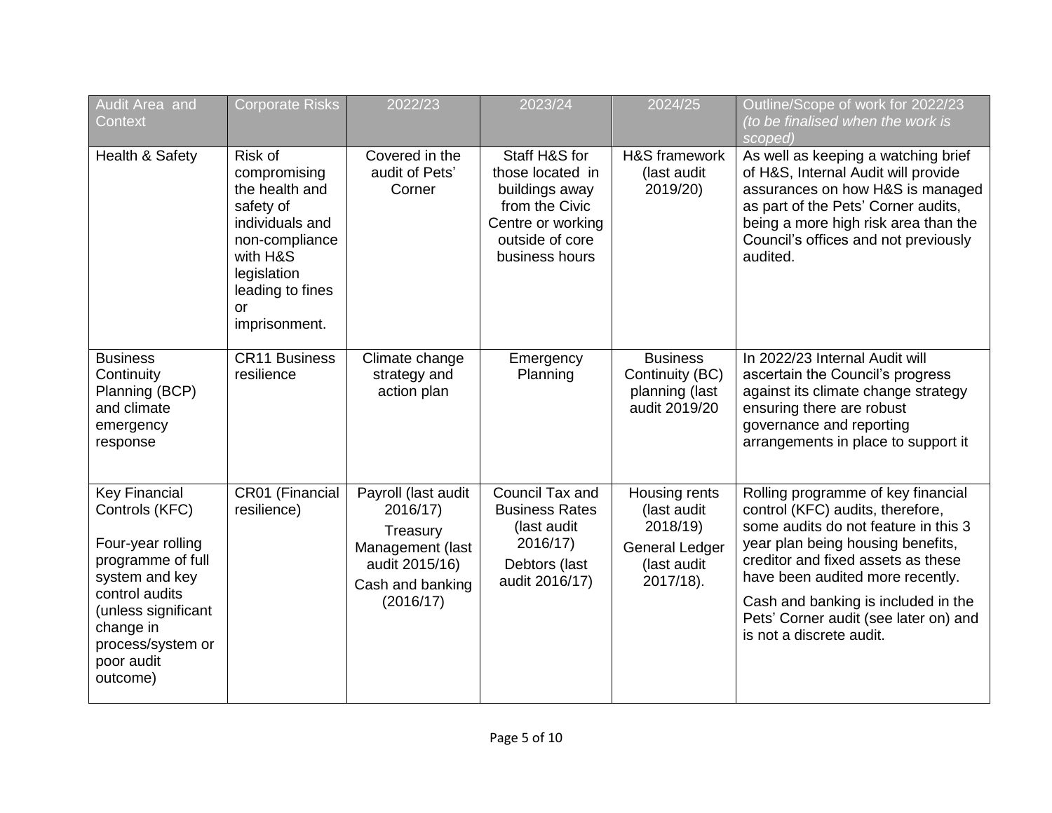| Audit Area and Context | Corporate Risks | 2022/23 | 2023/24 | 2024/25 | Outline/Scope of work for 2022/23 *(to be finalised when the work is scoped)* |
|---|---|---|---|---|---|
| Health & Safety | Risk of compromising the health and safety of individuals and non-compliance with H&S legislation leading to fines or imprisonment. | Covered in the audit of Pets' Corner | Staff H&S for those located in buildings away from the Civic Centre or working outside of core business hours | H&S framework (last audit 2019/20) | As well as keeping a watching brief of H&S, Internal Audit will provide assurances on how H&S is managed as part of the Pets' Corner audits, being a more high risk area than the Council's offices and not previously audited. |
| Business Continuity Planning (BCP) and climate emergency response | CR11 Business resilience | Climate change strategy and action plan | Emergency Planning | Business Continuity (BC) planning (last audit 2019/20 | In 2022/23 Internal Audit will ascertain the Council's progress against its climate change strategy ensuring there are robust governance and reporting arrangements in place to support it |
| Key Financial Controls (KFC)<br><br>Four-year rolling programme of full system and key control audits (unless significant change in process/system or poor audit outcome) | CR01 (Financial resilience) | Payroll (last audit 2016/17)<br>Treasury Management (last audit 2015/16)<br>Cash and banking (2016/17) | Council Tax and Business Rates (last audit 2016/17)<br>Debtors (last audit 2016/17) | Housing rents (last audit 2018/19)<br>General Ledger (last audit 2017/18). | Rolling programme of key financial control (KFC) audits, therefore, some audits do not feature in this 3 year plan being housing benefits, creditor and fixed assets as these have been audited more recently.<br>Cash and banking is included in the Pets' Corner audit (see later on) and is not a discrete audit. |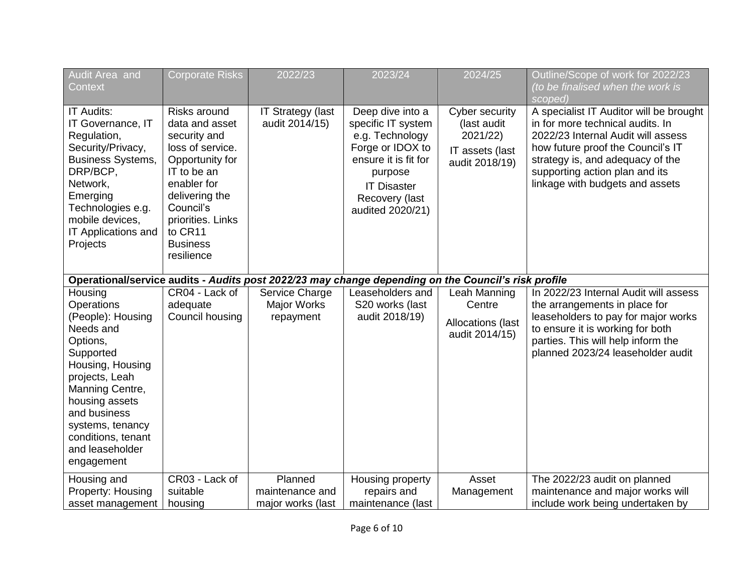| Audit Area and Context | Corporate Risks | 2022/23 | 2023/24 | 2024/25 | Outline/Scope of work for 2022/23 *(to be finalised when the work is scoped)* |
|---|---|---|---|---|---|
| IT Audits: IT Governance, IT Regulation, Security/Privacy, Business Systems, DRP/BCP, Network, Emerging Technologies e.g. mobile devices, IT Applications and Projects | Risks around data and asset security and loss of service. Opportunity for IT to be an enabler for delivering the Council's priorities. Links to CR11 Business resilience | IT Strategy (last audit 2014/15) | Deep dive into a specific IT system e.g. Technology Forge or IDOX to ensure it is fit for purpose<br>IT Disaster Recovery (last audited 2020/21) | Cyber security (last audit 2021/22)<br>IT assets (last audit 2018/19) | A specialist IT Auditor will be brought in for more technical audits. In 2022/23 Internal Audit will assess how future proof the Council's IT strategy is, and adequacy of the supporting action plan and its linkage with budgets and assets |
| **Operational/service audits -** ***Audits post 2022/23 may change depending on the Council's risk profile*** | | | | | |
| Housing Operations (People): Housing Needs and Options, Supported Housing, Housing projects, Leah Manning Centre, housing assets and business systems, tenancy conditions, tenant and leaseholder engagement | CR04 - Lack of adequate Council housing | Service Charge Major Works repayment | Leaseholders and S20 works (last audit 2018/19) | Leah Manning Centre<br>Allocations (last audit 2014/15) | In 2022/23 Internal Audit will assess the arrangements in place for leaseholders to pay for major works to ensure it is working for both parties. This will help inform the planned 2023/24 leaseholder audit |
| Housing and Property: Housing asset management | CR03 - Lack of suitable housing | Planned maintenance and major works (last | Housing property repairs and maintenance (last | Asset Management | The 2022/23 audit on planned maintenance and major works will include work being undertaken by |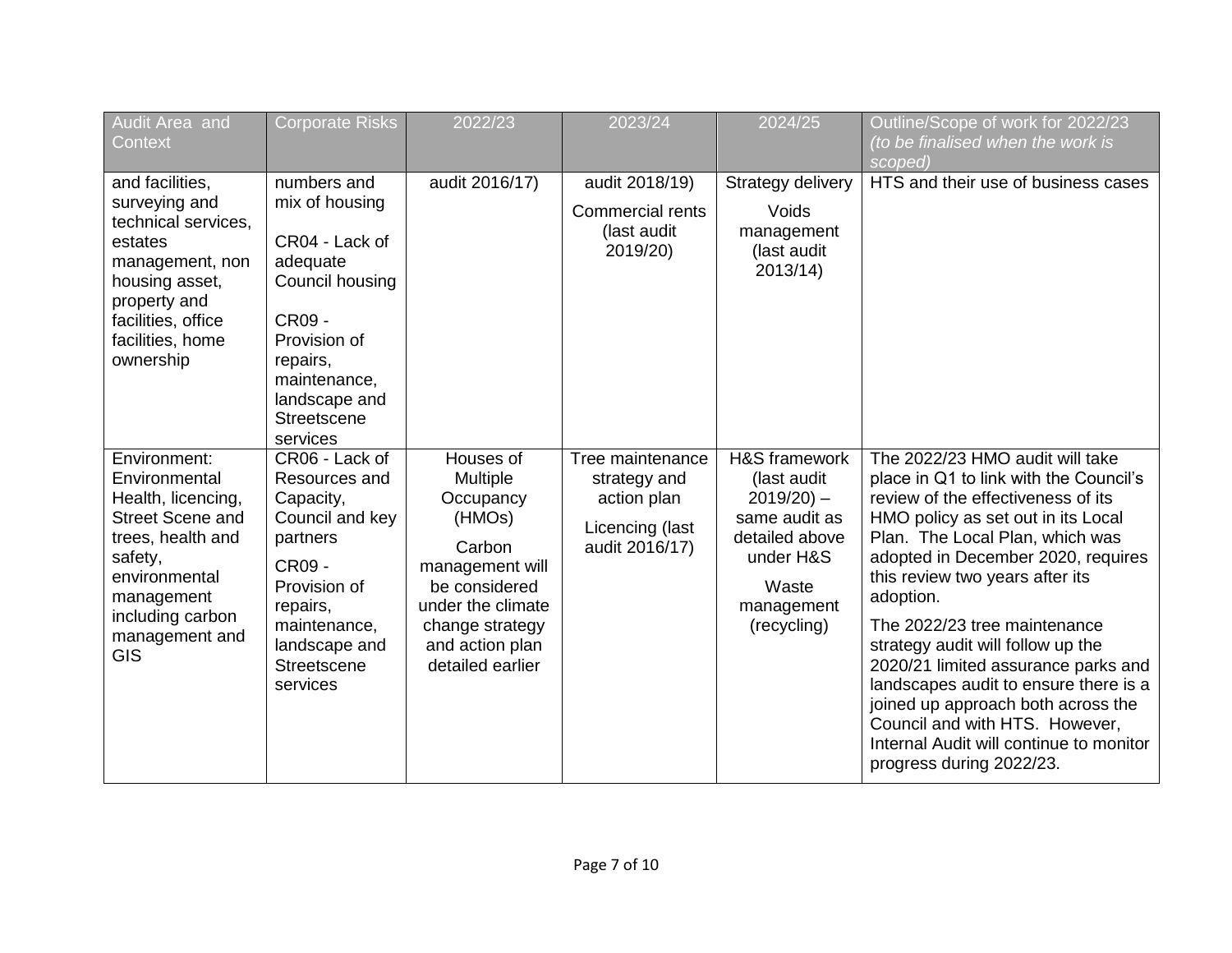| Audit Area and Context | Corporate Risks | 2022/23 | 2023/24 | 2024/25 | Outline/Scope of work for 2022/23 *(to be finalised when the work is scoped)* |
|---|---|---|---|---|---|
| and facilities, surveying and technical services, estates management, non housing asset, property and facilities, office facilities, home ownership | numbers and mix of housing<br><br>CR04 - Lack of adequate Council housing<br><br>CR09 - Provision of repairs, maintenance, landscape and Streetscene services | audit 2016/17) | audit 2018/19)<br><br>Commercial rents (last audit 2019/20) | Strategy delivery<br><br>Voids management (last audit 2013/14) | HTS and their use of business cases |
| Environment: Environmental Health, licencing, Street Scene and trees, health and safety, environmental management including carbon management and GIS | CR06 - Lack of Resources and Capacity, Council and key partners<br><br>CR09 - Provision of repairs, maintenance, landscape and Streetscene services | Houses of Multiple Occupancy (HMOs)<br><br>Carbon management will be considered under the climate change strategy and action plan detailed earlier | Tree maintenance strategy and action plan<br><br>Licencing (last audit 2016/17) | H&S framework (last audit 2019/20) – same audit as detailed above under H&S<br><br>Waste management (recycling) | The 2022/23 HMO audit will take place in Q1 to link with the Council's review of the effectiveness of its HMO policy as set out in its Local Plan. The Local Plan, which was adopted in December 2020, requires this review two years after its adoption.<br><br>The 2022/23 tree maintenance strategy audit will follow up the 2020/21 limited assurance parks and landscapes audit to ensure there is a joined up approach both across the Council and with HTS. However, Internal Audit will continue to monitor progress during 2022/23. |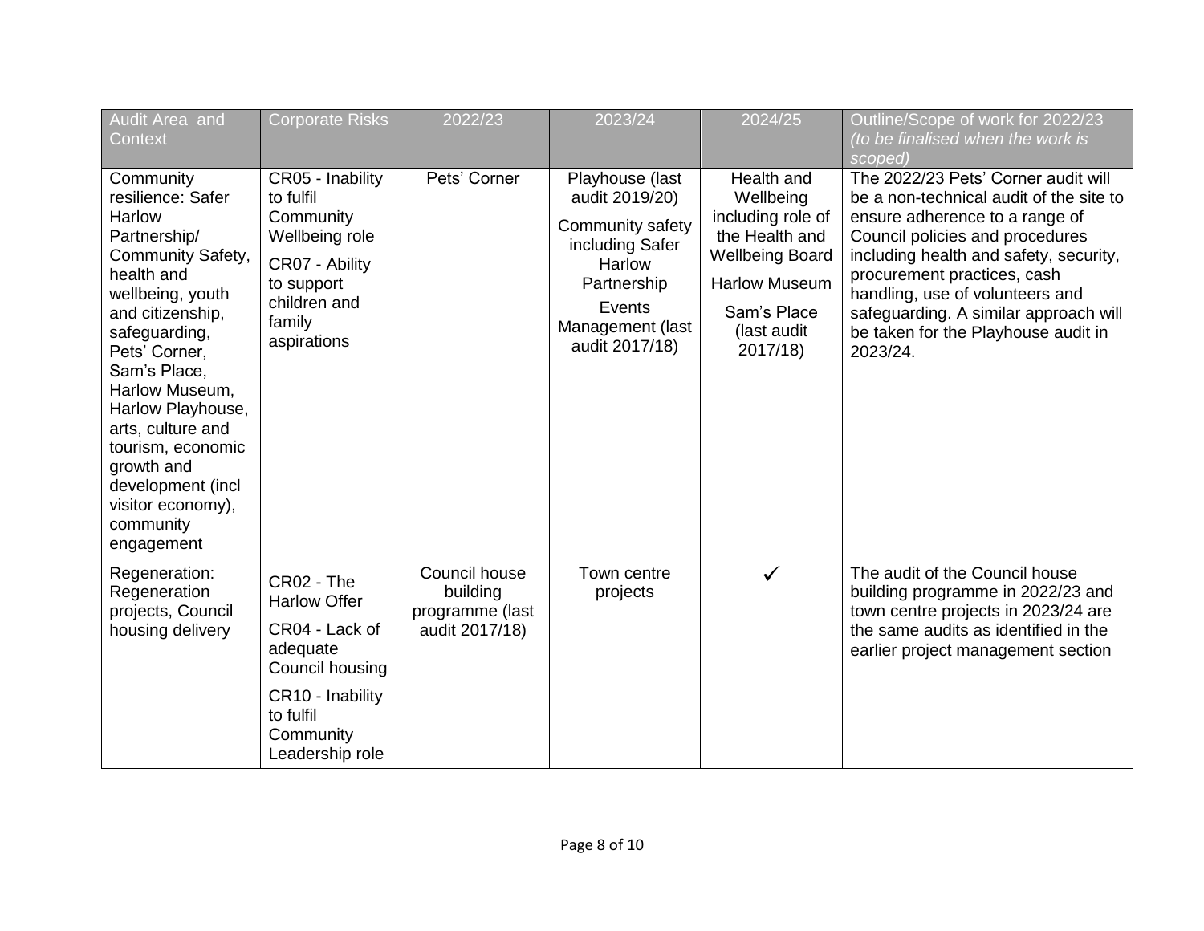| Audit Area and Context | Corporate Risks | 2022/23 | 2023/24 | 2024/25 | Outline/Scope of work for 2022/23 *(to be finalised when the work is scoped)* |
|---|---|---|---|---|---|
| Community resilience: Safer Harlow Partnership/ Community Safety, health and wellbeing, youth and citizenship, safeguarding, Pets' Corner, Sam's Place, Harlow Museum, Harlow Playhouse, arts, culture and tourism, economic growth and development (incl visitor economy), community engagement | CR05 - Inability to fulfil Community Wellbeing role<br><br>CR07 - Ability to support children and family aspirations | Pets' Corner | Playhouse (last audit 2019/20)<br><br>Community safety including Safer Harlow Partnership<br><br>Events Management (last audit 2017/18) | Health and Wellbeing including role of the Health and Wellbeing Board<br><br>Harlow Museum<br><br>Sam's Place (last audit 2017/18) | The 2022/23 Pets' Corner audit will be a non-technical audit of the site to ensure adherence to a range of Council policies and procedures including health and safety, security, procurement practices, cash handling, use of volunteers and safeguarding. A similar approach will be taken for the Playhouse audit in 2023/24. |
| Regeneration: Regeneration projects, Council housing delivery | CR02 - The Harlow Offer<br><br>CR04 - Lack of adequate Council housing<br><br>CR10 - Inability to fulfil Community Leadership role | Council house building programme (last audit 2017/18) | Town centre projects | ✓ | The audit of the Council house building programme in 2022/23 and town centre projects in 2023/24 are the same audits as identified in the earlier project management section |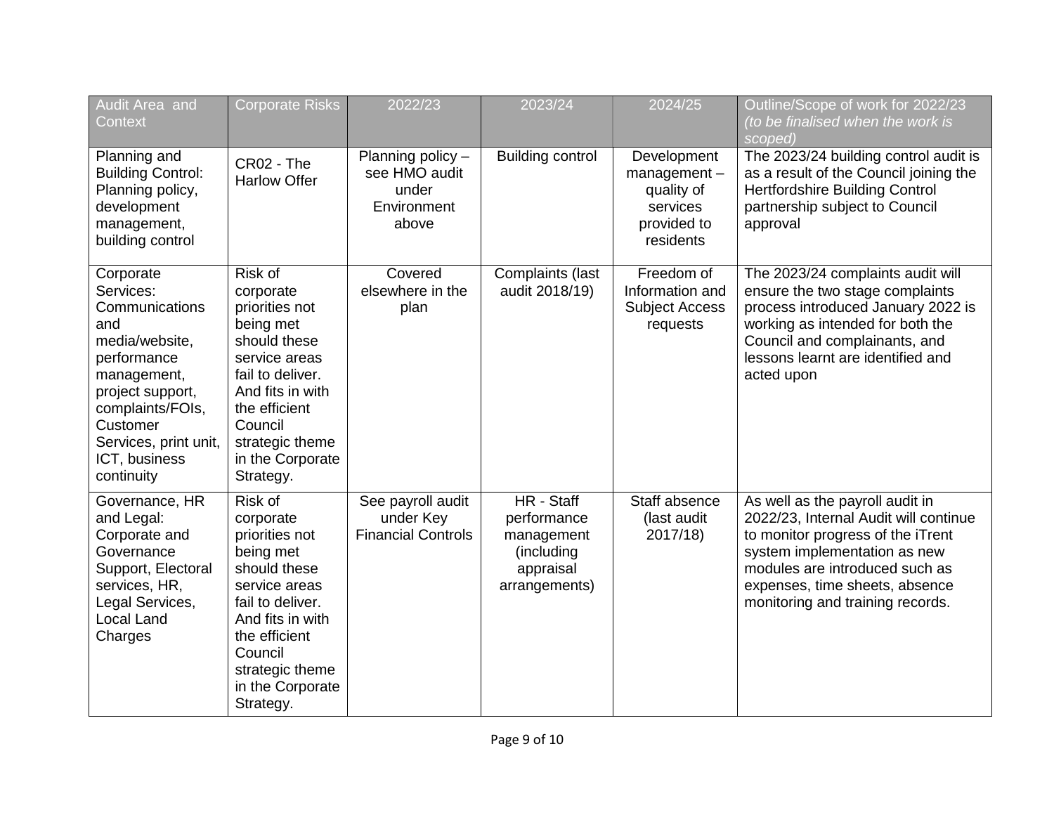| Audit Area and Context | Corporate Risks | 2022/23 | 2023/24 | 2024/25 | Outline/Scope of work for 2022/23 *(to be finalised when the work is scoped)* |
|---|---|---|---|---|---|
| Planning and Building Control: Planning policy, development management, building control | CR02 - The Harlow Offer | Planning policy – see HMO audit under Environment above | Building control | Development management – quality of services provided to residents | The 2023/24 building control audit is as a result of the Council joining the Hertfordshire Building Control partnership subject to Council approval |
| Corporate Services: Communications and media/website, performance management, project support, complaints/FOIs, Customer Services, print unit, ICT, business continuity | Risk of corporate priorities not being met should these service areas fail to deliver. And fits in with the efficient Council strategic theme in the Corporate Strategy. | Covered elsewhere in the plan | Complaints (last audit 2018/19) | Freedom of Information and Subject Access requests | The 2023/24 complaints audit will ensure the two stage complaints process introduced January 2022 is working as intended for both the Council and complainants, and lessons learnt are identified and acted upon |
| Governance, HR and Legal: Corporate and Governance Support, Electoral services, HR, Legal Services, Local Land Charges | Risk of corporate priorities not being met should these service areas fail to deliver. And fits in with the efficient Council strategic theme in the Corporate Strategy. | See payroll audit under Key Financial Controls | HR - Staff performance management (including appraisal arrangements) | Staff absence (last audit 2017/18) | As well as the payroll audit in 2022/23, Internal Audit will continue to monitor progress of the iTrent system implementation as new modules are introduced such as expenses, time sheets, absence monitoring and training records. |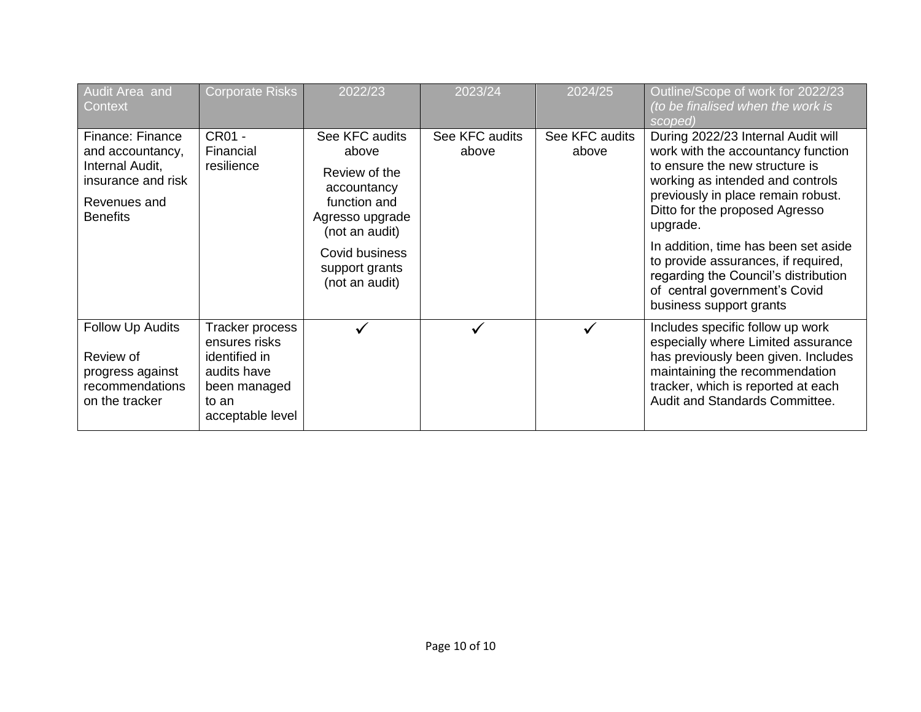| Audit Area and Context | Corporate Risks | 2022/23 | 2023/24 | 2024/25 | Outline/Scope of work for 2022/23 *(to be finalised when the work is scoped)* |
|---|---|---|---|---|---|
| Finance: Finance and accountancy, Internal Audit, insurance and risk<br><br>Revenues and Benefits | CR01 - Financial resilience | See KFC audits above<br><br>Review of the accountancy function and Agresso upgrade (not an audit)<br><br>Covid business support grants (not an audit) | See KFC audits above | See KFC audits above | During 2022/23 Internal Audit will work with the accountancy function to ensure the new structure is working as intended and controls previously in place remain robust. Ditto for the proposed Agresso upgrade.<br><br>In addition, time has been set aside to provide assurances, if required, regarding the Council's distribution of central government's Covid business support grants |
| Follow Up Audits<br><br>Review of progress against recommendations on the tracker | Tracker process ensures risks identified in audits have been managed to an acceptable level | ✓ | ✓ | ✓ | Includes specific follow up work especially where Limited assurance has previously been given. Includes maintaining the recommendation tracker, which is reported at each Audit and Standards Committee. |